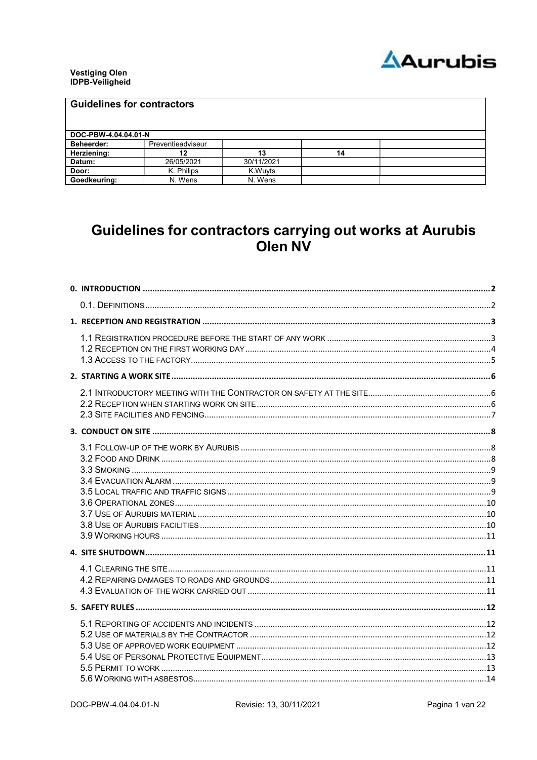Vestiging Olen
IDPB-Veiligheid

| Guidelines for contractors | | | | |
|---|---|---|---|---|
| DOC-PBW-4.04.04.01-N | | | | |
| Beheerder: | Preventieadviseur | | | |
| Herziening: | 12 | 13 | 14 | |
| Datum: | 26/05/2021 | 30/11/2021 | | |
| Door: | K. Philips | K.Wuyts | | |
| Goedkeuring: | N. Wens | N. Wens | | |

# Guidelines for contractors carrying out works at Aurubis Olen NV

**0. INTRODUCTION** .......... 2

- 0.1. DEFINITIONS .......... 2

**1. RECEPTION AND REGISTRATION** .......... 3

- 1.1 REGISTRATION PROCEDURE BEFORE THE START OF ANY WORK .......... 3
- 1.2 RECEPTION ON THE FIRST WORKING DAY .......... 4
- 1.3 ACCESS TO THE FACTORY .......... 5

**2. STARTING A WORK SITE** .......... 6

- 2.1 INTRODUCTORY MEETING WITH THE CONTRACTOR ON SAFETY AT THE SITE .......... 6
- 2.2 RECEPTION WHEN STARTING WORK ON SITE .......... 6
- 2.3 SITE FACILITIES AND FENCING .......... 7

**3. CONDUCT ON SITE** .......... 8

- 3.1 FOLLOW-UP OF THE WORK BY AURUBIS .......... 8
- 3.2 FOOD AND DRINK .......... 8
- 3.3 SMOKING .......... 9
- 3.4 EVACUATION ALARM .......... 9
- 3.5 LOCAL TRAFFIC AND TRAFFIC SIGNS .......... 9
- 3.6 OPERATIONAL ZONES .......... 10
- 3.7 USE OF AURUBIS MATERIAL .......... 10
- 3.8 USE OF AURUBIS FACILITIES .......... 10
- 3.9 WORKING HOURS .......... 11

**4. SITE SHUTDOWN** .......... 11

- 4.1 CLEARING THE SITE .......... 11
- 4.2 REPAIRING DAMAGES TO ROADS AND GROUNDS .......... 11
- 4.3 EVALUATION OF THE WORK CARRIED OUT .......... 11

**5. SAFETY RULES** .......... 12

- 5.1 REPORTING OF ACCIDENTS AND INCIDENTS .......... 12
- 5.2 USE OF MATERIALS BY THE CONTRACTOR .......... 12
- 5.3 USE OF APPROVED WORK EQUIPMENT .......... 12
- 5.4 USE OF PERSONAL PROTECTIVE EQUIPMENT .......... 13
- 5.5 PERMIT TO WORK .......... 13
- 5.6 WORKING WITH ASBESTOS .......... 14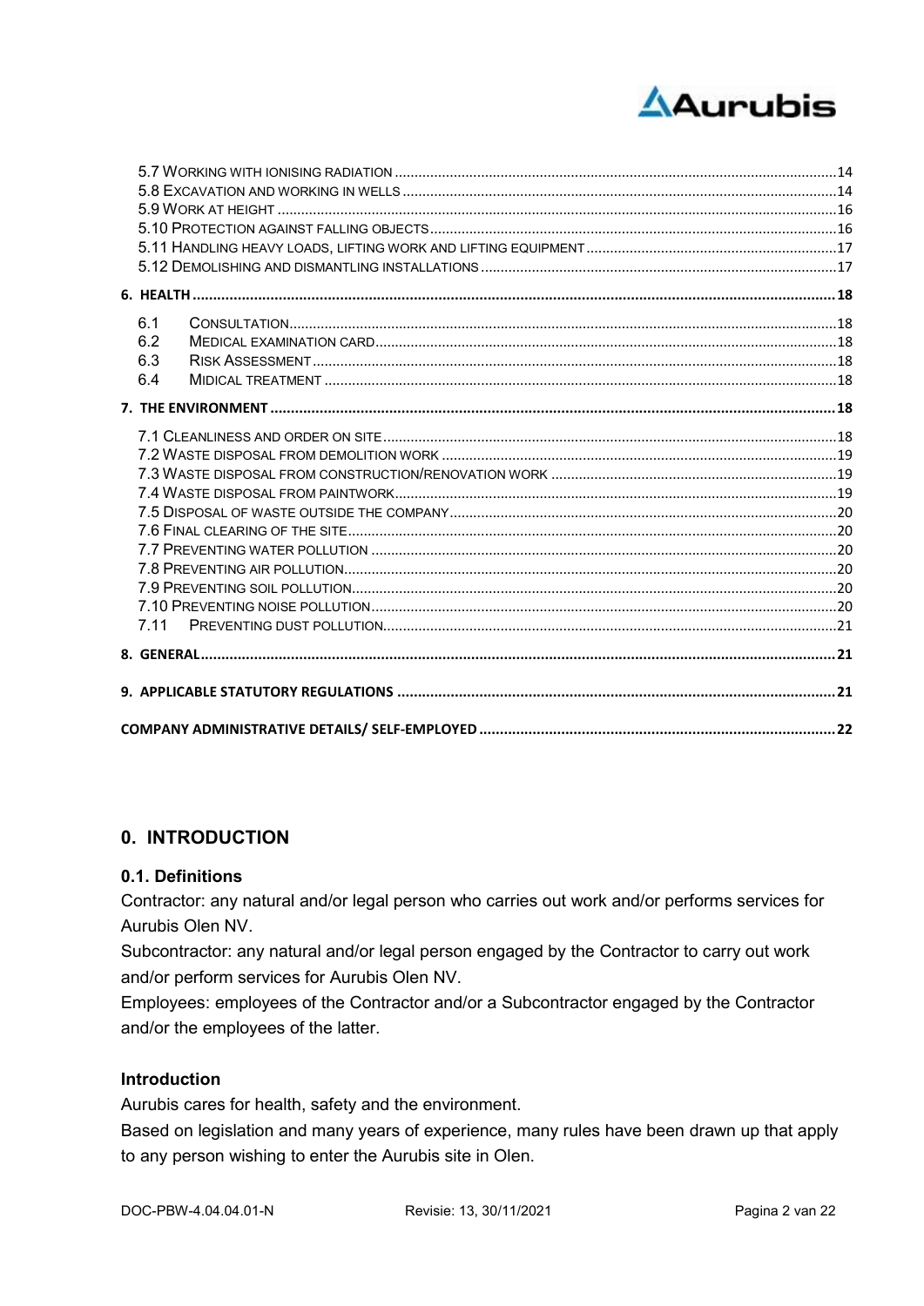5.7 WORKING WITH IONISING RADIATION ..... 14
5.8 EXCAVATION AND WORKING IN WELLS ..... 14
5.9 WORK AT HEIGHT ..... 16
5.10 PROTECTION AGAINST FALLING OBJECTS ..... 16
5.11 HANDLING HEAVY LOADS, LIFTING WORK AND LIFTING EQUIPMENT ..... 17
5.12 DEMOLISHING AND DISMANTLING INSTALLATIONS ..... 17

**6. HEALTH ..... 18**

6.1 CONSULTATION ..... 18
6.2 MEDICAL EXAMINATION CARD ..... 18
6.3 RISK ASSESSMENT ..... 18
6.4 MIDICAL TREATMENT ..... 18

**7. THE ENVIRONMENT ..... 18**

7.1 CLEANLINESS AND ORDER ON SITE ..... 18
7.2 WASTE DISPOSAL FROM DEMOLITION WORK ..... 19
7.3 WASTE DISPOSAL FROM CONSTRUCTION/RENOVATION WORK ..... 19
7.4 WASTE DISPOSAL FROM PAINTWORK ..... 19
7.5 DISPOSAL OF WASTE OUTSIDE THE COMPANY ..... 20
7.6 FINAL CLEARING OF THE SITE ..... 20
7.7 PREVENTING WATER POLLUTION ..... 20
7.8 PREVENTING AIR POLLUTION ..... 20
7.9 PREVENTING SOIL POLLUTION ..... 20
7.10 PREVENTING NOISE POLLUTION ..... 20
7.11 PREVENTING DUST POLLUTION ..... 21

**8. GENERAL ..... 21**

**9. APPLICABLE STATUTORY REGULATIONS ..... 21**

**COMPANY ADMINISTRATIVE DETAILS/ SELF-EMPLOYED ..... 22**

# 0. INTRODUCTION

## 0.1. Definitions

Contractor: any natural and/or legal person who carries out work and/or performs services for Aurubis Olen NV.

Subcontractor: any natural and/or legal person engaged by the Contractor to carry out work and/or perform services for Aurubis Olen NV.

Employees: employees of the Contractor and/or a Subcontractor engaged by the Contractor and/or the employees of the latter.

## Introduction

Aurubis cares for health, safety and the environment.

Based on legislation and many years of experience, many rules have been drawn up that apply to any person wishing to enter the Aurubis site in Olen.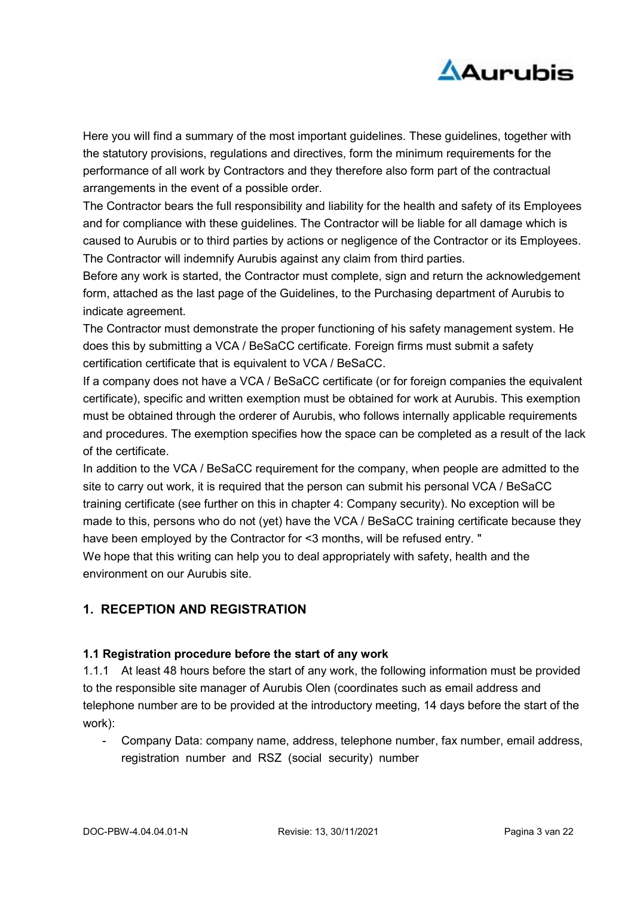Here you will find a summary of the most important guidelines. These guidelines, together with the statutory provisions, regulations and directives, form the minimum requirements for the performance of all work by Contractors and they therefore also form part of the contractual arrangements in the event of a possible order.

The Contractor bears the full responsibility and liability for the health and safety of its Employees and for compliance with these guidelines. The Contractor will be liable for all damage which is caused to Aurubis or to third parties by actions or negligence of the Contractor or its Employees. The Contractor will indemnify Aurubis against any claim from third parties.

Before any work is started, the Contractor must complete, sign and return the acknowledgement form, attached as the last page of the Guidelines, to the Purchasing department of Aurubis to indicate agreement.

The Contractor must demonstrate the proper functioning of his safety management system. He does this by submitting a VCA / BeSaCC certificate. Foreign firms must submit a safety certification certificate that is equivalent to VCA / BeSaCC.

If a company does not have a VCA / BeSaCC certificate (or for foreign companies the equivalent certificate), specific and written exemption must be obtained for work at Aurubis. This exemption must be obtained through the orderer of Aurubis, who follows internally applicable requirements and procedures. The exemption specifies how the space can be completed as a result of the lack of the certificate.

In addition to the VCA / BeSaCC requirement for the company, when people are admitted to the site to carry out work, it is required that the person can submit his personal VCA / BeSaCC training certificate (see further on this in chapter 4: Company security). No exception will be made to this, persons who do not (yet) have the VCA / BeSaCC training certificate because they have been employed by the Contractor for <3 months, will be refused entry. "

We hope that this writing can help you to deal appropriately with safety, health and the environment on our Aurubis site.

## 1. RECEPTION AND REGISTRATION

### 1.1 Registration procedure before the start of any work

1.1.1 At least 48 hours before the start of any work, the following information must be provided to the responsible site manager of Aurubis Olen (coordinates such as email address and telephone number are to be provided at the introductory meeting, 14 days before the start of the work):

- Company Data: company name, address, telephone number, fax number, email address, registration number and RSZ (social security) number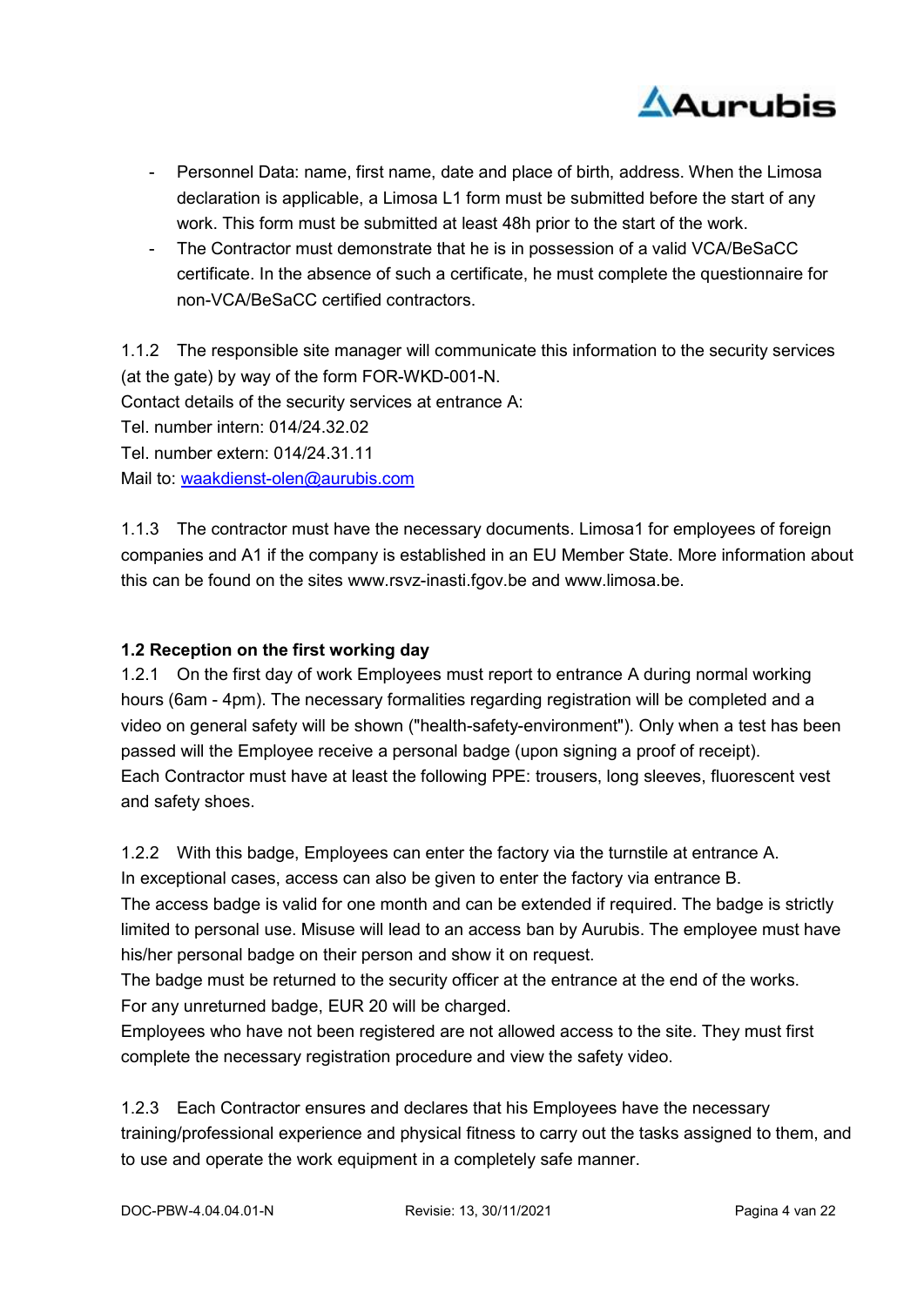- Personnel Data: name, first name, date and place of birth, address. When the Limosa declaration is applicable, a Limosa L1 form must be submitted before the start of any work. This form must be submitted at least 48h prior to the start of the work.
- The Contractor must demonstrate that he is in possession of a valid VCA/BeSaCC certificate. In the absence of such a certificate, he must complete the questionnaire for non-VCA/BeSaCC certified contractors.

1.1.2 The responsible site manager will communicate this information to the security services (at the gate) by way of the form FOR-WKD-001-N.
Contact details of the security services at entrance A:
Tel. number intern: 014/24.32.02
Tel. number extern: 014/24.31.11
Mail to: [waakdienst-olen@aurubis.com](mailto:waakdienst-olen@aurubis.com)

1.1.3 The contractor must have the necessary documents. Limosa1 for employees of foreign companies and A1 if the company is established in an EU Member State. More information about this can be found on the sites www.rsvz-inasti.fgov.be and www.limosa.be.

### 1.2 Reception on the first working day

1.2.1 On the first day of work Employees must report to entrance A during normal working hours (6am - 4pm). The necessary formalities regarding registration will be completed and a video on general safety will be shown ("health-safety-environment"). Only when a test has been passed will the Employee receive a personal badge (upon signing a proof of receipt).
Each Contractor must have at least the following PPE: trousers, long sleeves, fluorescent vest and safety shoes.

1.2.2 With this badge, Employees can enter the factory via the turnstile at entrance A.
In exceptional cases, access can also be given to enter the factory via entrance B.
The access badge is valid for one month and can be extended if required. The badge is strictly limited to personal use. Misuse will lead to an access ban by Aurubis. The employee must have his/her personal badge on their person and show it on request.
The badge must be returned to the security officer at the entrance at the end of the works.
For any unreturned badge, EUR 20 will be charged.
Employees who have not been registered are not allowed access to the site. They must first complete the necessary registration procedure and view the safety video.

1.2.3 Each Contractor ensures and declares that his Employees have the necessary training/professional experience and physical fitness to carry out the tasks assigned to them, and to use and operate the work equipment in a completely safe manner.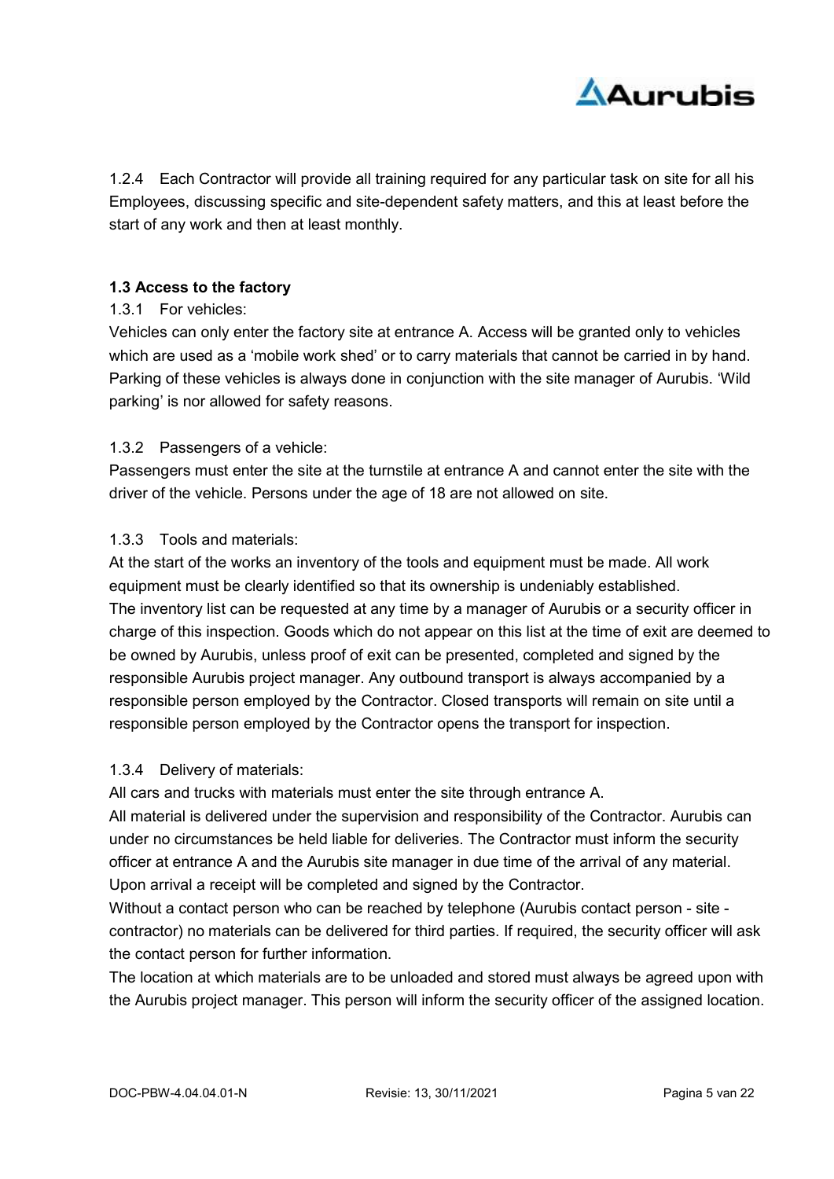1.2.4 Each Contractor will provide all training required for any particular task on site for all his Employees, discussing specific and site-dependent safety matters, and this at least before the start of any work and then at least monthly.

### 1.3 Access to the factory

1.3.1 For vehicles:

Vehicles can only enter the factory site at entrance A. Access will be granted only to vehicles which are used as a 'mobile work shed' or to carry materials that cannot be carried in by hand. Parking of these vehicles is always done in conjunction with the site manager of Aurubis. 'Wild parking' is nor allowed for safety reasons.

1.3.2 Passengers of a vehicle:

Passengers must enter the site at the turnstile at entrance A and cannot enter the site with the driver of the vehicle. Persons under the age of 18 are not allowed on site.

1.3.3 Tools and materials:

At the start of the works an inventory of the tools and equipment must be made. All work equipment must be clearly identified so that its ownership is undeniably established.
The inventory list can be requested at any time by a manager of Aurubis or a security officer in charge of this inspection. Goods which do not appear on this list at the time of exit are deemed to be owned by Aurubis, unless proof of exit can be presented, completed and signed by the responsible Aurubis project manager. Any outbound transport is always accompanied by a responsible person employed by the Contractor. Closed transports will remain on site until a responsible person employed by the Contractor opens the transport for inspection.

1.3.4 Delivery of materials:

All cars and trucks with materials must enter the site through entrance A.
All material is delivered under the supervision and responsibility of the Contractor. Aurubis can under no circumstances be held liable for deliveries. The Contractor must inform the security officer at entrance A and the Aurubis site manager in due time of the arrival of any material. Upon arrival a receipt will be completed and signed by the Contractor.
Without a contact person who can be reached by telephone (Aurubis contact person - site - contractor) no materials can be delivered for third parties. If required, the security officer will ask the contact person for further information.
The location at which materials are to be unloaded and stored must always be agreed upon with the Aurubis project manager. This person will inform the security officer of the assigned location.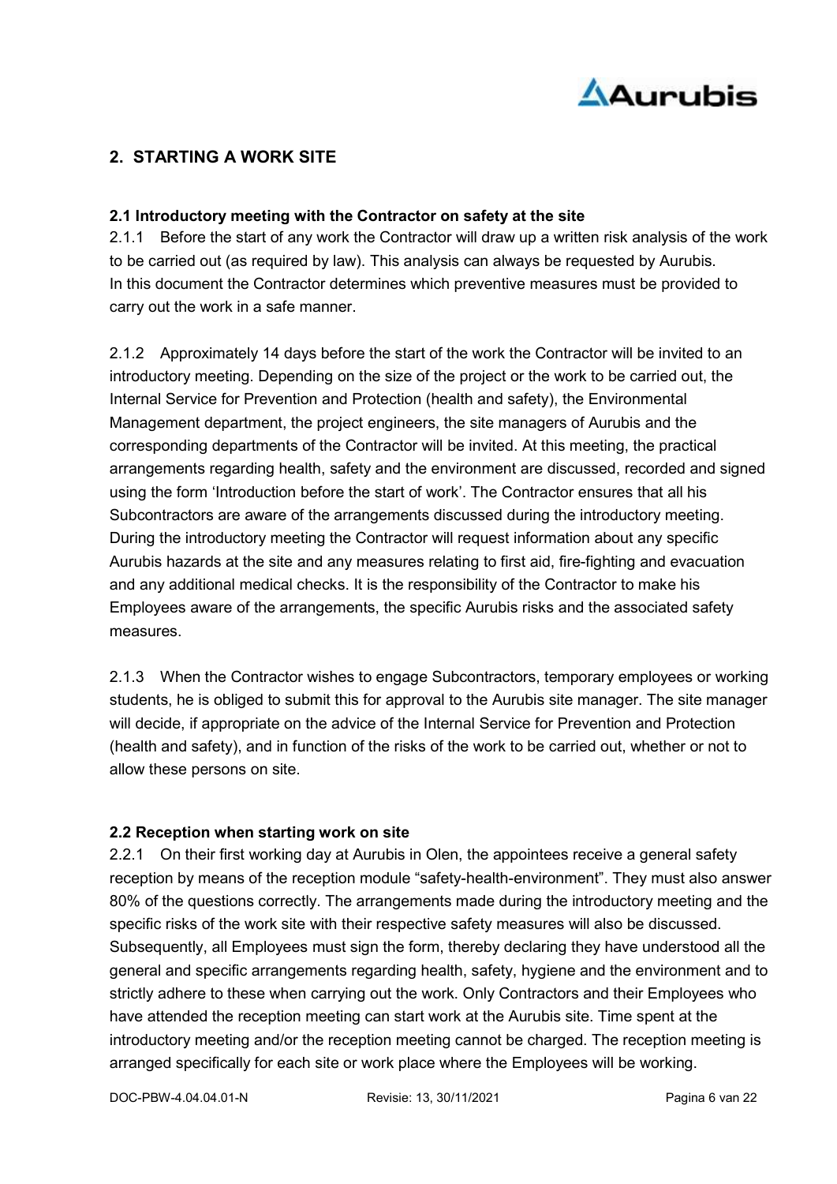## 2. STARTING A WORK SITE

### 2.1 Introductory meeting with the Contractor on safety at the site

2.1.1 Before the start of any work the Contractor will draw up a written risk analysis of the work to be carried out (as required by law). This analysis can always be requested by Aurubis. In this document the Contractor determines which preventive measures must be provided to carry out the work in a safe manner.

2.1.2 Approximately 14 days before the start of the work the Contractor will be invited to an introductory meeting. Depending on the size of the project or the work to be carried out, the Internal Service for Prevention and Protection (health and safety), the Environmental Management department, the project engineers, the site managers of Aurubis and the corresponding departments of the Contractor will be invited. At this meeting, the practical arrangements regarding health, safety and the environment are discussed, recorded and signed using the form 'Introduction before the start of work'. The Contractor ensures that all his Subcontractors are aware of the arrangements discussed during the introductory meeting. During the introductory meeting the Contractor will request information about any specific Aurubis hazards at the site and any measures relating to first aid, fire-fighting and evacuation and any additional medical checks. It is the responsibility of the Contractor to make his Employees aware of the arrangements, the specific Aurubis risks and the associated safety measures.

2.1.3 When the Contractor wishes to engage Subcontractors, temporary employees or working students, he is obliged to submit this for approval to the Aurubis site manager. The site manager will decide, if appropriate on the advice of the Internal Service for Prevention and Protection (health and safety), and in function of the risks of the work to be carried out, whether or not to allow these persons on site.

### 2.2 Reception when starting work on site

2.2.1 On their first working day at Aurubis in Olen, the appointees receive a general safety reception by means of the reception module "safety-health-environment". They must also answer 80% of the questions correctly. The arrangements made during the introductory meeting and the specific risks of the work site with their respective safety measures will also be discussed. Subsequently, all Employees must sign the form, thereby declaring they have understood all the general and specific arrangements regarding health, safety, hygiene and the environment and to strictly adhere to these when carrying out the work. Only Contractors and their Employees who have attended the reception meeting can start work at the Aurubis site. Time spent at the introductory meeting and/or the reception meeting cannot be charged. The reception meeting is arranged specifically for each site or work place where the Employees will be working.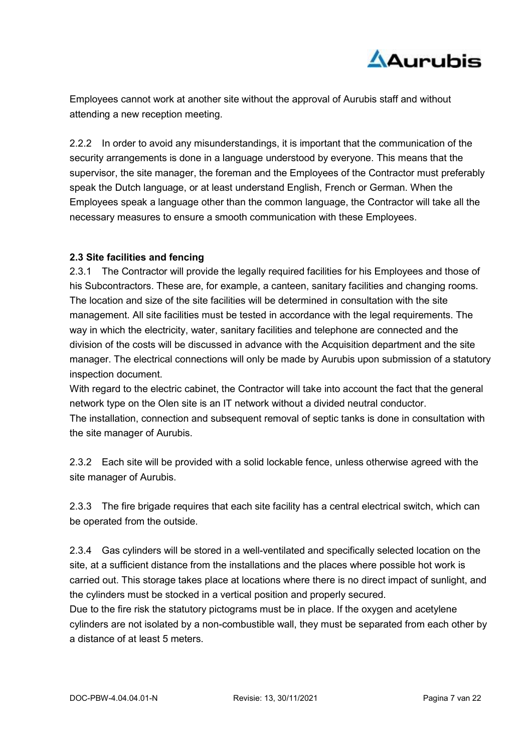Employees cannot work at another site without the approval of Aurubis staff and without attending a new reception meeting.

2.2.2 In order to avoid any misunderstandings, it is important that the communication of the security arrangements is done in a language understood by everyone. This means that the supervisor, the site manager, the foreman and the Employees of the Contractor must preferably speak the Dutch language, or at least understand English, French or German. When the Employees speak a language other than the common language, the Contractor will take all the necessary measures to ensure a smooth communication with these Employees.

### 2.3 Site facilities and fencing

2.3.1 The Contractor will provide the legally required facilities for his Employees and those of his Subcontractors. These are, for example, a canteen, sanitary facilities and changing rooms. The location and size of the site facilities will be determined in consultation with the site management. All site facilities must be tested in accordance with the legal requirements. The way in which the electricity, water, sanitary facilities and telephone are connected and the division of the costs will be discussed in advance with the Acquisition department and the site manager. The electrical connections will only be made by Aurubis upon submission of a statutory inspection document.

With regard to the electric cabinet, the Contractor will take into account the fact that the general network type on the Olen site is an IT network without a divided neutral conductor.

The installation, connection and subsequent removal of septic tanks is done in consultation with the site manager of Aurubis.

2.3.2 Each site will be provided with a solid lockable fence, unless otherwise agreed with the site manager of Aurubis.

2.3.3 The fire brigade requires that each site facility has a central electrical switch, which can be operated from the outside.

2.3.4 Gas cylinders will be stored in a well-ventilated and specifically selected location on the site, at a sufficient distance from the installations and the places where possible hot work is carried out. This storage takes place at locations where there is no direct impact of sunlight, and the cylinders must be stocked in a vertical position and properly secured.

Due to the fire risk the statutory pictograms must be in place. If the oxygen and acetylene cylinders are not isolated by a non-combustible wall, they must be separated from each other by a distance of at least 5 meters.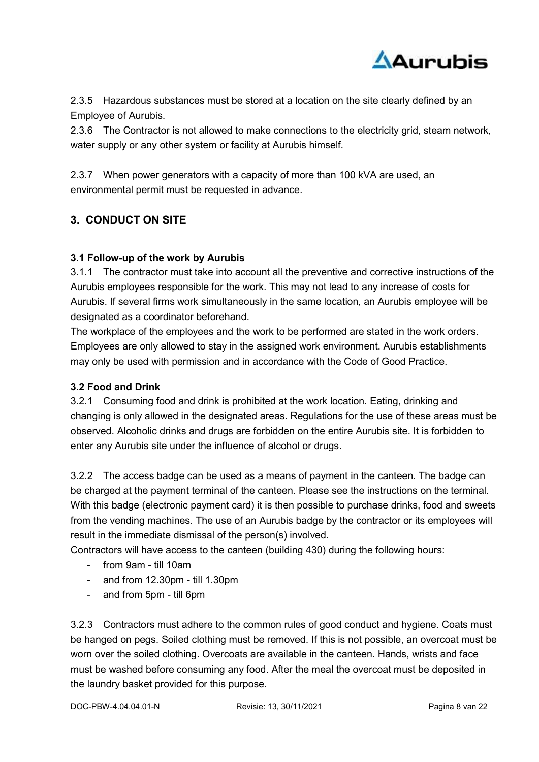2.3.5 Hazardous substances must be stored at a location on the site clearly defined by an Employee of Aurubis.

2.3.6 The Contractor is not allowed to make connections to the electricity grid, steam network, water supply or any other system or facility at Aurubis himself.

2.3.7 When power generators with a capacity of more than 100 kVA are used, an environmental permit must be requested in advance.

## 3. CONDUCT ON SITE

### 3.1 Follow-up of the work by Aurubis

3.1.1 The contractor must take into account all the preventive and corrective instructions of the Aurubis employees responsible for the work. This may not lead to any increase of costs for Aurubis. If several firms work simultaneously in the same location, an Aurubis employee will be designated as a coordinator beforehand.

The workplace of the employees and the work to be performed are stated in the work orders. Employees are only allowed to stay in the assigned work environment. Aurubis establishments may only be used with permission and in accordance with the Code of Good Practice.

### 3.2 Food and Drink

3.2.1 Consuming food and drink is prohibited at the work location. Eating, drinking and changing is only allowed in the designated areas. Regulations for the use of these areas must be observed. Alcoholic drinks and drugs are forbidden on the entire Aurubis site. It is forbidden to enter any Aurubis site under the influence of alcohol or drugs.

3.2.2 The access badge can be used as a means of payment in the canteen. The badge can be charged at the payment terminal of the canteen. Please see the instructions on the terminal. With this badge (electronic payment card) it is then possible to purchase drinks, food and sweets from the vending machines. The use of an Aurubis badge by the contractor or its employees will result in the immediate dismissal of the person(s) involved.

Contractors will have access to the canteen (building 430) during the following hours:

- from 9am - till 10am
- and from 12.30pm - till 1.30pm
- and from 5pm - till 6pm

3.2.3 Contractors must adhere to the common rules of good conduct and hygiene. Coats must be hanged on pegs. Soiled clothing must be removed. If this is not possible, an overcoat must be worn over the soiled clothing. Overcoats are available in the canteen. Hands, wrists and face must be washed before consuming any food. After the meal the overcoat must be deposited in the laundry basket provided for this purpose.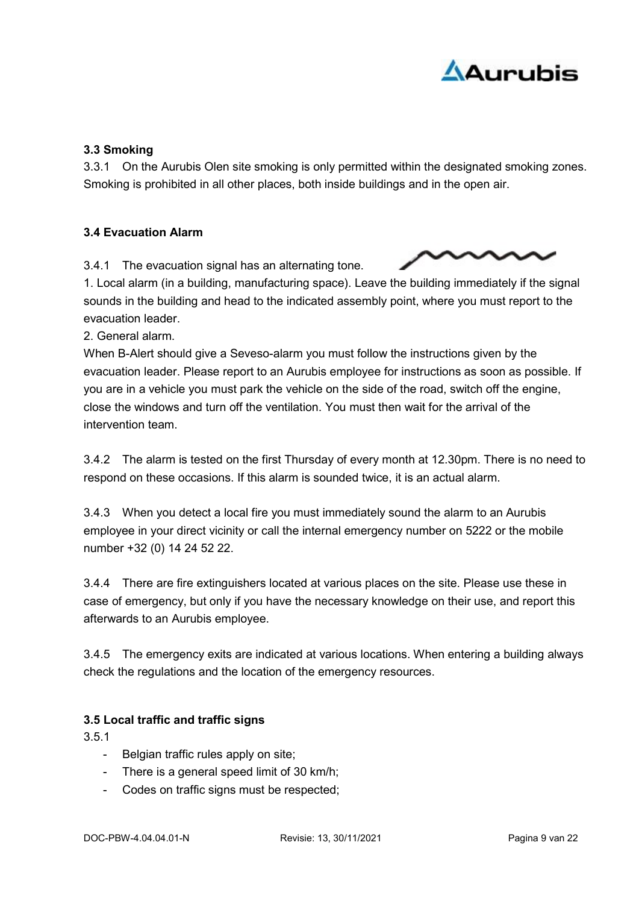### 3.3 Smoking

3.3.1 On the Aurubis Olen site smoking is only permitted within the designated smoking zones. Smoking is prohibited in all other places, both inside buildings and in the open air.

### 3.4 Evacuation Alarm

3.4.1 The evacuation signal has an alternating tone.

1. Local alarm (in a building, manufacturing space). Leave the building immediately if the signal sounds in the building and head to the indicated assembly point, where you must report to the evacuation leader.
2. General alarm.

When B-Alert should give a Seveso-alarm you must follow the instructions given by the evacuation leader. Please report to an Aurubis employee for instructions as soon as possible. If you are in a vehicle you must park the vehicle on the side of the road, switch off the engine, close the windows and turn off the ventilation. You must then wait for the arrival of the intervention team.

3.4.2 The alarm is tested on the first Thursday of every month at 12.30pm. There is no need to respond on these occasions. If this alarm is sounded twice, it is an actual alarm.

3.4.3 When you detect a local fire you must immediately sound the alarm to an Aurubis employee in your direct vicinity or call the internal emergency number on 5222 or the mobile number +32 (0) 14 24 52 22.

3.4.4 There are fire extinguishers located at various places on the site. Please use these in case of emergency, but only if you have the necessary knowledge on their use, and report this afterwards to an Aurubis employee.

3.4.5 The emergency exits are indicated at various locations. When entering a building always check the regulations and the location of the emergency resources.

### 3.5 Local traffic and traffic signs

3.5.1

- Belgian traffic rules apply on site;
- There is a general speed limit of 30 km/h;
- Codes on traffic signs must be respected;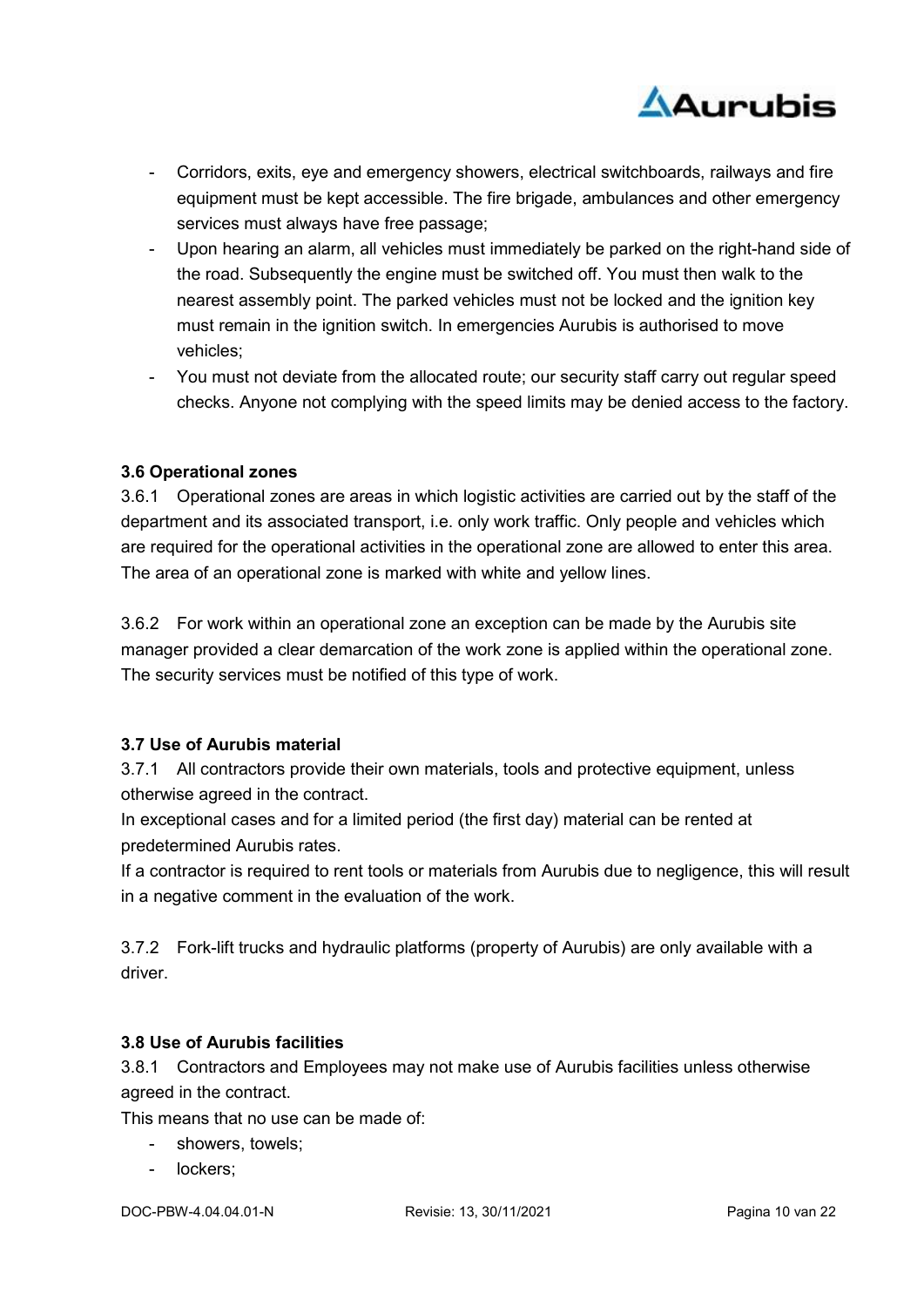- Corridors, exits, eye and emergency showers, electrical switchboards, railways and fire equipment must be kept accessible. The fire brigade, ambulances and other emergency services must always have free passage;
- Upon hearing an alarm, all vehicles must immediately be parked on the right-hand side of the road. Subsequently the engine must be switched off. You must then walk to the nearest assembly point. The parked vehicles must not be locked and the ignition key must remain in the ignition switch. In emergencies Aurubis is authorised to move vehicles;
- You must not deviate from the allocated route; our security staff carry out regular speed checks. Anyone not complying with the speed limits may be denied access to the factory.

### 3.6 Operational zones

3.6.1 Operational zones are areas in which logistic activities are carried out by the staff of the department and its associated transport, i.e. only work traffic. Only people and vehicles which are required for the operational activities in the operational zone are allowed to enter this area. The area of an operational zone is marked with white and yellow lines.

3.6.2 For work within an operational zone an exception can be made by the Aurubis site manager provided a clear demarcation of the work zone is applied within the operational zone. The security services must be notified of this type of work.

### 3.7 Use of Aurubis material

3.7.1 All contractors provide their own materials, tools and protective equipment, unless otherwise agreed in the contract.

In exceptional cases and for a limited period (the first day) material can be rented at predetermined Aurubis rates.

If a contractor is required to rent tools or materials from Aurubis due to negligence, this will result in a negative comment in the evaluation of the work.

3.7.2 Fork-lift trucks and hydraulic platforms (property of Aurubis) are only available with a driver.

### 3.8 Use of Aurubis facilities

3.8.1 Contractors and Employees may not make use of Aurubis facilities unless otherwise agreed in the contract.

This means that no use can be made of:

- showers, towels;
- lockers;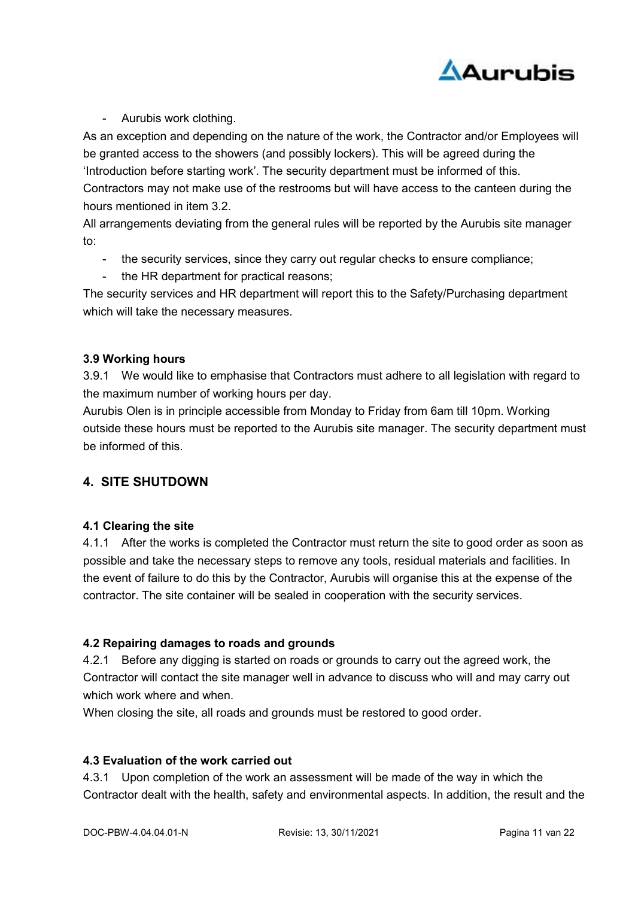- Aurubis work clothing.

As an exception and depending on the nature of the work, the Contractor and/or Employees will be granted access to the showers (and possibly lockers). This will be agreed during the 'Introduction before starting work'. The security department must be informed of this.

Contractors may not make use of the restrooms but will have access to the canteen during the hours mentioned in item 3.2.

All arrangements deviating from the general rules will be reported by the Aurubis site manager to:

- the security services, since they carry out regular checks to ensure compliance;
- the HR department for practical reasons;

The security services and HR department will report this to the Safety/Purchasing department which will take the necessary measures.

### 3.9 Working hours

3.9.1 We would like to emphasise that Contractors must adhere to all legislation with regard to the maximum number of working hours per day.

Aurubis Olen is in principle accessible from Monday to Friday from 6am till 10pm. Working outside these hours must be reported to the Aurubis site manager. The security department must be informed of this.

## 4. SITE SHUTDOWN

### 4.1 Clearing the site

4.1.1 After the works is completed the Contractor must return the site to good order as soon as possible and take the necessary steps to remove any tools, residual materials and facilities. In the event of failure to do this by the Contractor, Aurubis will organise this at the expense of the contractor. The site container will be sealed in cooperation with the security services.

### 4.2 Repairing damages to roads and grounds

4.2.1 Before any digging is started on roads or grounds to carry out the agreed work, the Contractor will contact the site manager well in advance to discuss who will and may carry out which work where and when.

When closing the site, all roads and grounds must be restored to good order.

### 4.3 Evaluation of the work carried out

4.3.1 Upon completion of the work an assessment will be made of the way in which the Contractor dealt with the health, safety and environmental aspects. In addition, the result and the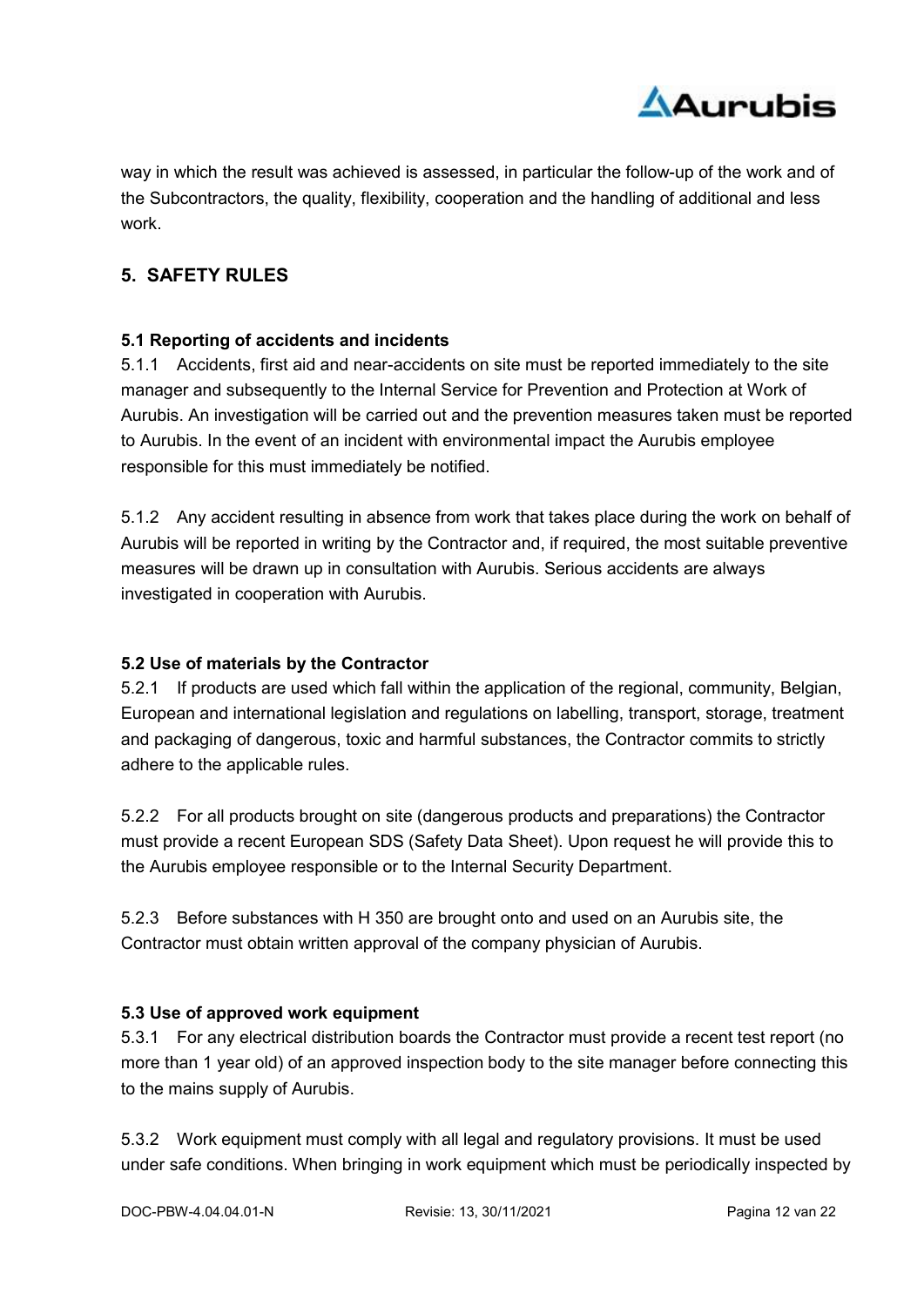way in which the result was achieved is assessed, in particular the follow-up of the work and of the Subcontractors, the quality, flexibility, cooperation and the handling of additional and less work.

## 5. SAFETY RULES

### 5.1 Reporting of accidents and incidents

5.1.1 Accidents, first aid and near-accidents on site must be reported immediately to the site manager and subsequently to the Internal Service for Prevention and Protection at Work of Aurubis. An investigation will be carried out and the prevention measures taken must be reported to Aurubis. In the event of an incident with environmental impact the Aurubis employee responsible for this must immediately be notified.

5.1.2 Any accident resulting in absence from work that takes place during the work on behalf of Aurubis will be reported in writing by the Contractor and, if required, the most suitable preventive measures will be drawn up in consultation with Aurubis. Serious accidents are always investigated in cooperation with Aurubis.

### 5.2 Use of materials by the Contractor

5.2.1 If products are used which fall within the application of the regional, community, Belgian, European and international legislation and regulations on labelling, transport, storage, treatment and packaging of dangerous, toxic and harmful substances, the Contractor commits to strictly adhere to the applicable rules.

5.2.2 For all products brought on site (dangerous products and preparations) the Contractor must provide a recent European SDS (Safety Data Sheet). Upon request he will provide this to the Aurubis employee responsible or to the Internal Security Department.

5.2.3 Before substances with H 350 are brought onto and used on an Aurubis site, the Contractor must obtain written approval of the company physician of Aurubis.

### 5.3 Use of approved work equipment

5.3.1 For any electrical distribution boards the Contractor must provide a recent test report (no more than 1 year old) of an approved inspection body to the site manager before connecting this to the mains supply of Aurubis.

5.3.2 Work equipment must comply with all legal and regulatory provisions. It must be used under safe conditions. When bringing in work equipment which must be periodically inspected by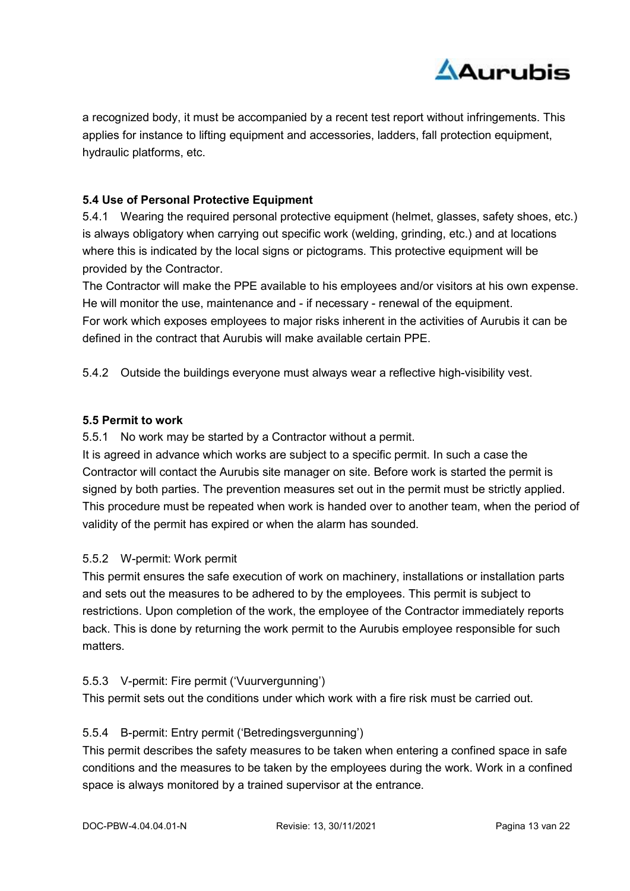a recognized body, it must be accompanied by a recent test report without infringements. This applies for instance to lifting equipment and accessories, ladders, fall protection equipment, hydraulic platforms, etc.

### 5.4 Use of Personal Protective Equipment

5.4.1 Wearing the required personal protective equipment (helmet, glasses, safety shoes, etc.) is always obligatory when carrying out specific work (welding, grinding, etc.) and at locations where this is indicated by the local signs or pictograms. This protective equipment will be provided by the Contractor.
The Contractor will make the PPE available to his employees and/or visitors at his own expense. He will monitor the use, maintenance and - if necessary - renewal of the equipment.
For work which exposes employees to major risks inherent in the activities of Aurubis it can be defined in the contract that Aurubis will make available certain PPE.

5.4.2 Outside the buildings everyone must always wear a reflective high-visibility vest.

### 5.5 Permit to work

5.5.1 No work may be started by a Contractor without a permit.
It is agreed in advance which works are subject to a specific permit. In such a case the Contractor will contact the Aurubis site manager on site. Before work is started the permit is signed by both parties. The prevention measures set out in the permit must be strictly applied. This procedure must be repeated when work is handed over to another team, when the period of validity of the permit has expired or when the alarm has sounded.

5.5.2 W-permit: Work permit
This permit ensures the safe execution of work on machinery, installations or installation parts and sets out the measures to be adhered to by the employees. This permit is subject to restrictions. Upon completion of the work, the employee of the Contractor immediately reports back. This is done by returning the work permit to the Aurubis employee responsible for such matters.

5.5.3 V-permit: Fire permit ('Vuurvergunning')
This permit sets out the conditions under which work with a fire risk must be carried out.

5.5.4 B-permit: Entry permit ('Betredingsvergunning')
This permit describes the safety measures to be taken when entering a confined space in safe conditions and the measures to be taken by the employees during the work. Work in a confined space is always monitored by a trained supervisor at the entrance.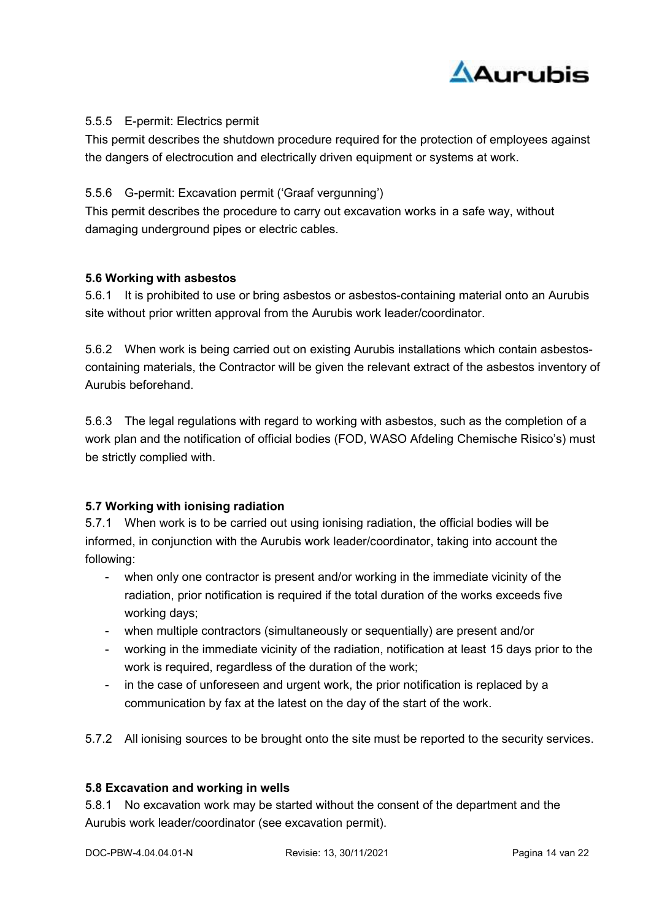5.5.5 E-permit: Electrics permit

This permit describes the shutdown procedure required for the protection of employees against the dangers of electrocution and electrically driven equipment or systems at work.

5.5.6 G-permit: Excavation permit ('Graaf vergunning')

This permit describes the procedure to carry out excavation works in a safe way, without damaging underground pipes or electric cables.

### 5.6 Working with asbestos

5.6.1 It is prohibited to use or bring asbestos or asbestos-containing material onto an Aurubis site without prior written approval from the Aurubis work leader/coordinator.

5.6.2 When work is being carried out on existing Aurubis installations which contain asbestos-containing materials, the Contractor will be given the relevant extract of the asbestos inventory of Aurubis beforehand.

5.6.3 The legal regulations with regard to working with asbestos, such as the completion of a work plan and the notification of official bodies (FOD, WASO Afdeling Chemische Risico's) must be strictly complied with.

### 5.7 Working with ionising radiation

5.7.1 When work is to be carried out using ionising radiation, the official bodies will be informed, in conjunction with the Aurubis work leader/coordinator, taking into account the following:

- when only one contractor is present and/or working in the immediate vicinity of the radiation, prior notification is required if the total duration of the works exceeds five working days;
- when multiple contractors (simultaneously or sequentially) are present and/or
- working in the immediate vicinity of the radiation, notification at least 15 days prior to the work is required, regardless of the duration of the work;
- in the case of unforeseen and urgent work, the prior notification is replaced by a communication by fax at the latest on the day of the start of the work.

5.7.2 All ionising sources to be brought onto the site must be reported to the security services.

### 5.8 Excavation and working in wells

5.8.1 No excavation work may be started without the consent of the department and the Aurubis work leader/coordinator (see excavation permit).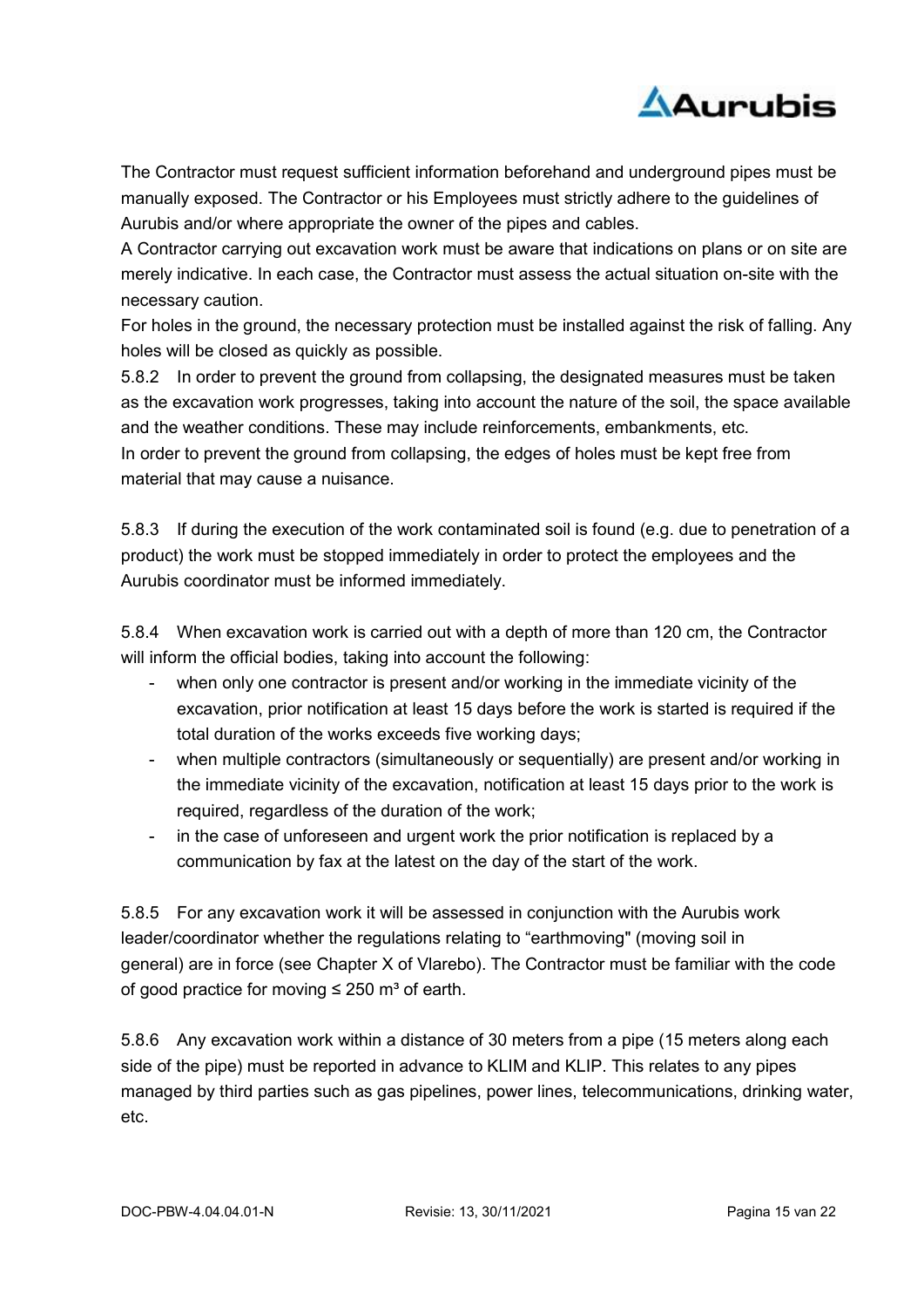The Contractor must request sufficient information beforehand and underground pipes must be manually exposed. The Contractor or his Employees must strictly adhere to the guidelines of Aurubis and/or where appropriate the owner of the pipes and cables.
A Contractor carrying out excavation work must be aware that indications on plans or on site are merely indicative. In each case, the Contractor must assess the actual situation on-site with the necessary caution.
For holes in the ground, the necessary protection must be installed against the risk of falling. Any holes will be closed as quickly as possible.
5.8.2 In order to prevent the ground from collapsing, the designated measures must be taken as the excavation work progresses, taking into account the nature of the soil, the space available and the weather conditions. These may include reinforcements, embankments, etc.
In order to prevent the ground from collapsing, the edges of holes must be kept free from material that may cause a nuisance.

5.8.3 If during the execution of the work contaminated soil is found (e.g. due to penetration of a product) the work must be stopped immediately in order to protect the employees and the Aurubis coordinator must be informed immediately.

5.8.4 When excavation work is carried out with a depth of more than 120 cm, the Contractor will inform the official bodies, taking into account the following:

- when only one contractor is present and/or working in the immediate vicinity of the excavation, prior notification at least 15 days before the work is started is required if the total duration of the works exceeds five working days;
- when multiple contractors (simultaneously or sequentially) are present and/or working in the immediate vicinity of the excavation, notification at least 15 days prior to the work is required, regardless of the duration of the work;
- in the case of unforeseen and urgent work the prior notification is replaced by a communication by fax at the latest on the day of the start of the work.

5.8.5 For any excavation work it will be assessed in conjunction with the Aurubis work leader/coordinator whether the regulations relating to "earthmoving" (moving soil in general) are in force (see Chapter X of Vlarebo). The Contractor must be familiar with the code of good practice for moving ≤ 250 m³ of earth.

5.8.6 Any excavation work within a distance of 30 meters from a pipe (15 meters along each side of the pipe) must be reported in advance to KLIM and KLIP. This relates to any pipes managed by third parties such as gas pipelines, power lines, telecommunications, drinking water, etc.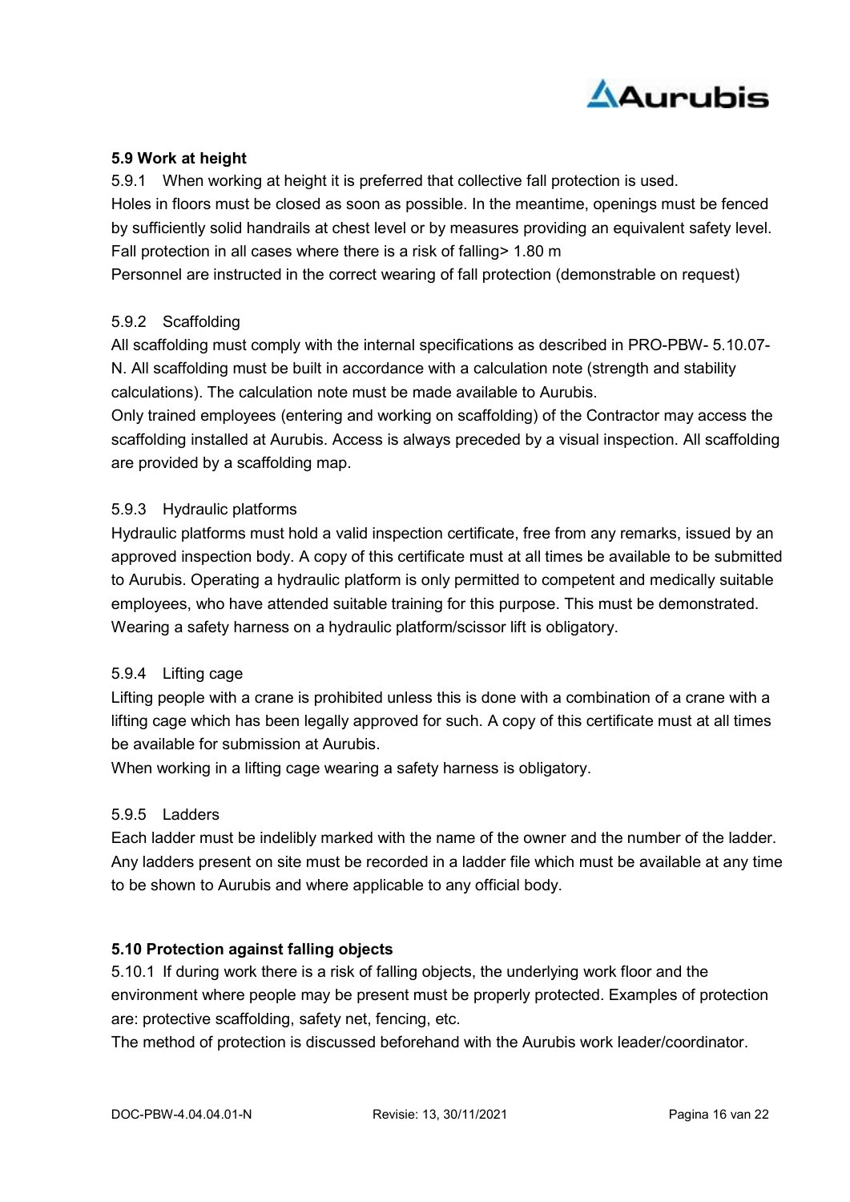### 5.9 Work at height

5.9.1 When working at height it is preferred that collective fall protection is used.
Holes in floors must be closed as soon as possible. In the meantime, openings must be fenced by sufficiently solid handrails at chest level or by measures providing an equivalent safety level.
Fall protection in all cases where there is a risk of falling> 1.80 m
Personnel are instructed in the correct wearing of fall protection (demonstrable on request)

5.9.2 Scaffolding

All scaffolding must comply with the internal specifications as described in PRO-PBW- 5.10.07-N. All scaffolding must be built in accordance with a calculation note (strength and stability calculations). The calculation note must be made available to Aurubis.
Only trained employees (entering and working on scaffolding) of the Contractor may access the scaffolding installed at Aurubis. Access is always preceded by a visual inspection. All scaffolding are provided by a scaffolding map.

5.9.3 Hydraulic platforms

Hydraulic platforms must hold a valid inspection certificate, free from any remarks, issued by an approved inspection body. A copy of this certificate must at all times be available to be submitted to Aurubis. Operating a hydraulic platform is only permitted to competent and medically suitable employees, who have attended suitable training for this purpose. This must be demonstrated.
Wearing a safety harness on a hydraulic platform/scissor lift is obligatory.

5.9.4 Lifting cage

Lifting people with a crane is prohibited unless this is done with a combination of a crane with a lifting cage which has been legally approved for such. A copy of this certificate must at all times be available for submission at Aurubis.
When working in a lifting cage wearing a safety harness is obligatory.

5.9.5 Ladders

Each ladder must be indelibly marked with the name of the owner and the number of the ladder.
Any ladders present on site must be recorded in a ladder file which must be available at any time to be shown to Aurubis and where applicable to any official body.

### 5.10 Protection against falling objects

5.10.1 If during work there is a risk of falling objects, the underlying work floor and the environment where people may be present must be properly protected. Examples of protection are: protective scaffolding, safety net, fencing, etc.
The method of protection is discussed beforehand with the Aurubis work leader/coordinator.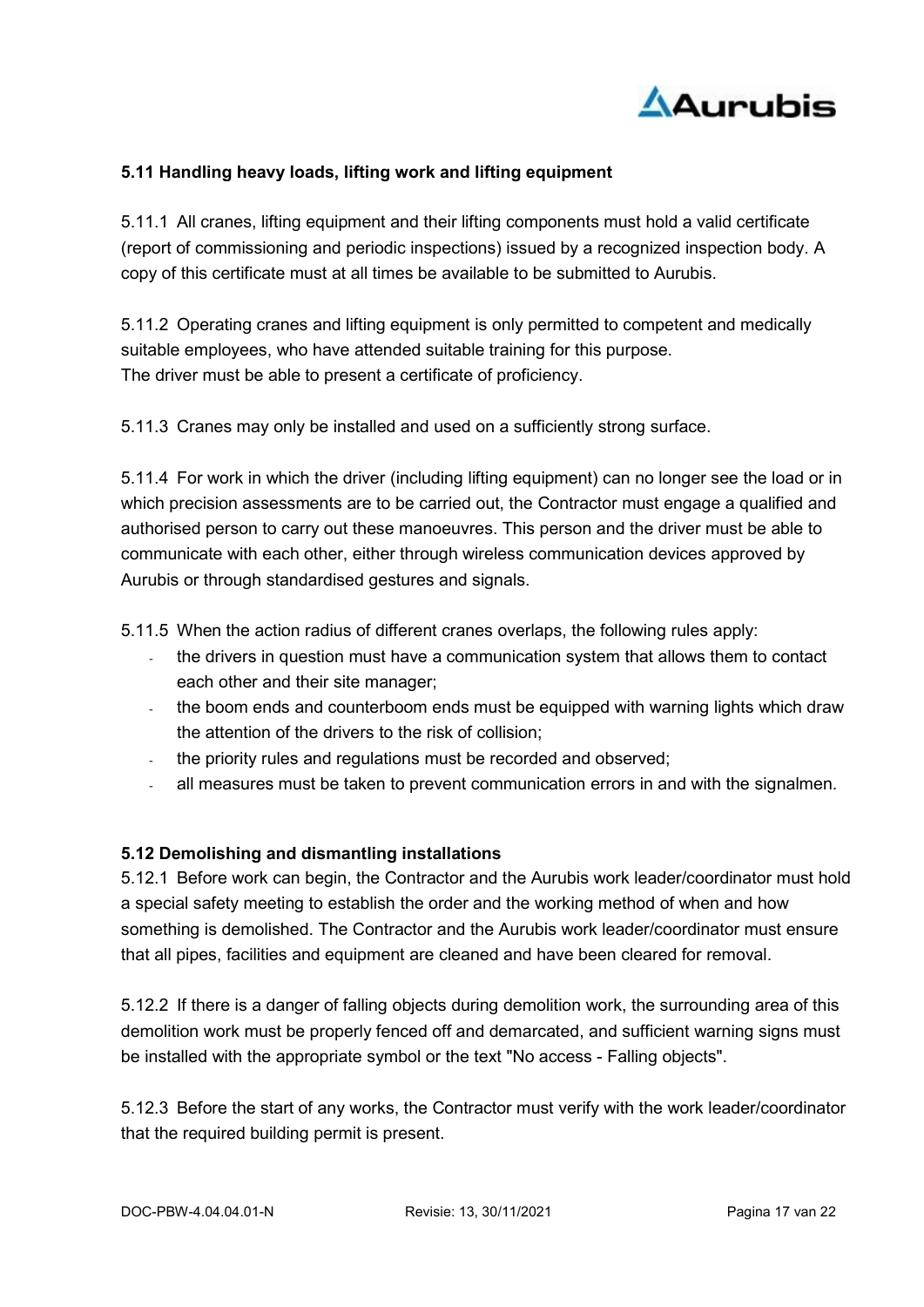### 5.11 Handling heavy loads, lifting work and lifting equipment

5.11.1 All cranes, lifting equipment and their lifting components must hold a valid certificate (report of commissioning and periodic inspections) issued by a recognized inspection body. A copy of this certificate must at all times be available to be submitted to Aurubis.

5.11.2 Operating cranes and lifting equipment is only permitted to competent and medically suitable employees, who have attended suitable training for this purpose.
The driver must be able to present a certificate of proficiency.

5.11.3 Cranes may only be installed and used on a sufficiently strong surface.

5.11.4 For work in which the driver (including lifting equipment) can no longer see the load or in which precision assessments are to be carried out, the Contractor must engage a qualified and authorised person to carry out these manoeuvres. This person and the driver must be able to communicate with each other, either through wireless communication devices approved by Aurubis or through standardised gestures and signals.

5.11.5 When the action radius of different cranes overlaps, the following rules apply:

- the drivers in question must have a communication system that allows them to contact each other and their site manager;
- the boom ends and counterboom ends must be equipped with warning lights which draw the attention of the drivers to the risk of collision;
- the priority rules and regulations must be recorded and observed;
- all measures must be taken to prevent communication errors in and with the signalmen.

### 5.12 Demolishing and dismantling installations

5.12.1 Before work can begin, the Contractor and the Aurubis work leader/coordinator must hold a special safety meeting to establish the order and the working method of when and how something is demolished. The Contractor and the Aurubis work leader/coordinator must ensure that all pipes, facilities and equipment are cleaned and have been cleared for removal.

5.12.2 If there is a danger of falling objects during demolition work, the surrounding area of this demolition work must be properly fenced off and demarcated, and sufficient warning signs must be installed with the appropriate symbol or the text "No access - Falling objects".

5.12.3 Before the start of any works, the Contractor must verify with the work leader/coordinator that the required building permit is present.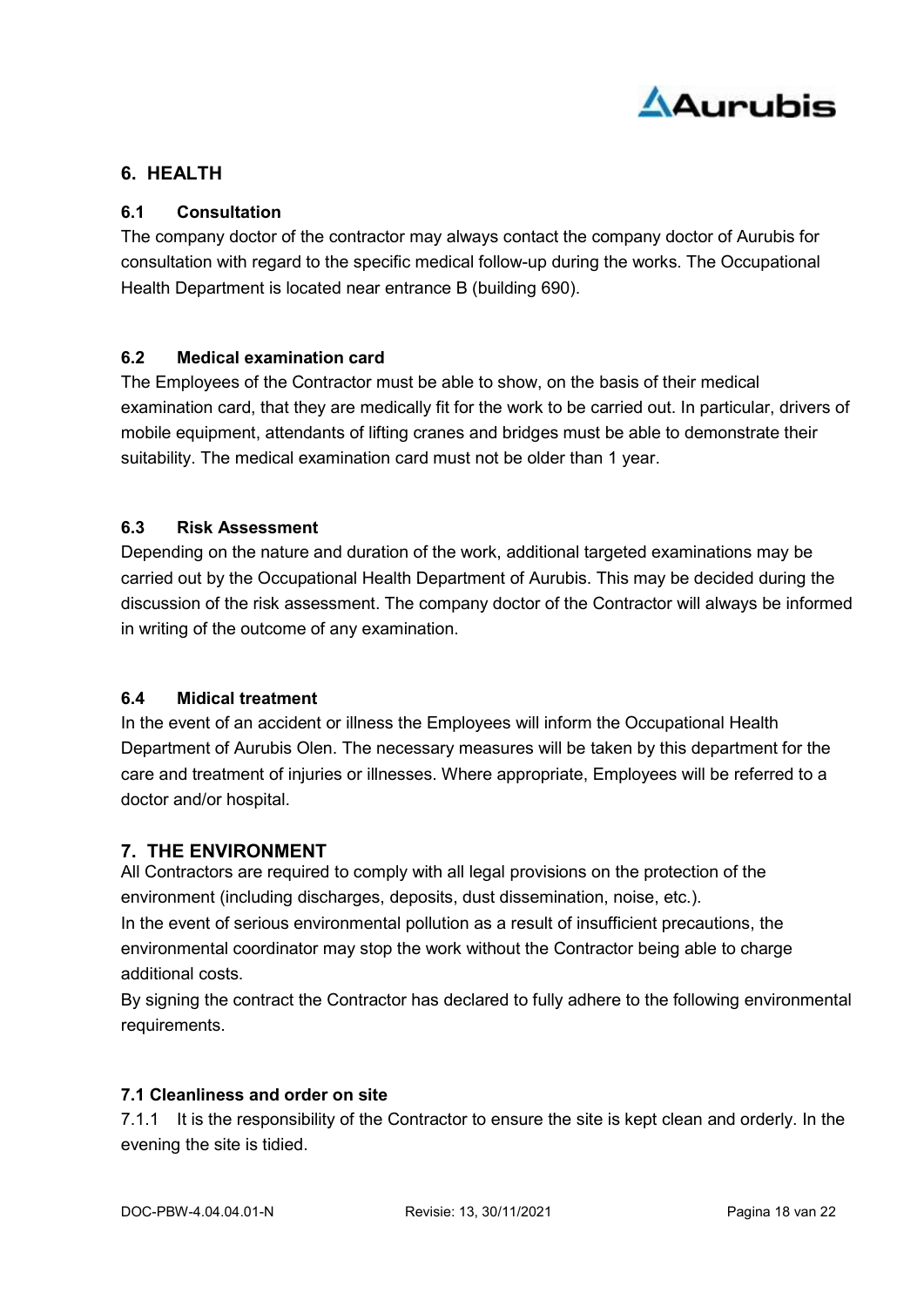## 6. HEALTH

### 6.1 Consultation

The company doctor of the contractor may always contact the company doctor of Aurubis for consultation with regard to the specific medical follow-up during the works. The Occupational Health Department is located near entrance B (building 690).

### 6.2 Medical examination card

The Employees of the Contractor must be able to show, on the basis of their medical examination card, that they are medically fit for the work to be carried out. In particular, drivers of mobile equipment, attendants of lifting cranes and bridges must be able to demonstrate their suitability. The medical examination card must not be older than 1 year.

### 6.3 Risk Assessment

Depending on the nature and duration of the work, additional targeted examinations may be carried out by the Occupational Health Department of Aurubis. This may be decided during the discussion of the risk assessment. The company doctor of the Contractor will always be informed in writing of the outcome of any examination.

### 6.4 Midical treatment

In the event of an accident or illness the Employees will inform the Occupational Health Department of Aurubis Olen. The necessary measures will be taken by this department for the care and treatment of injuries or illnesses. Where appropriate, Employees will be referred to a doctor and/or hospital.

## 7. THE ENVIRONMENT

All Contractors are required to comply with all legal provisions on the protection of the environment (including discharges, deposits, dust dissemination, noise, etc.).
In the event of serious environmental pollution as a result of insufficient precautions, the environmental coordinator may stop the work without the Contractor being able to charge additional costs.
By signing the contract the Contractor has declared to fully adhere to the following environmental requirements.

### 7.1 Cleanliness and order on site

7.1.1 It is the responsibility of the Contractor to ensure the site is kept clean and orderly. In the evening the site is tidied.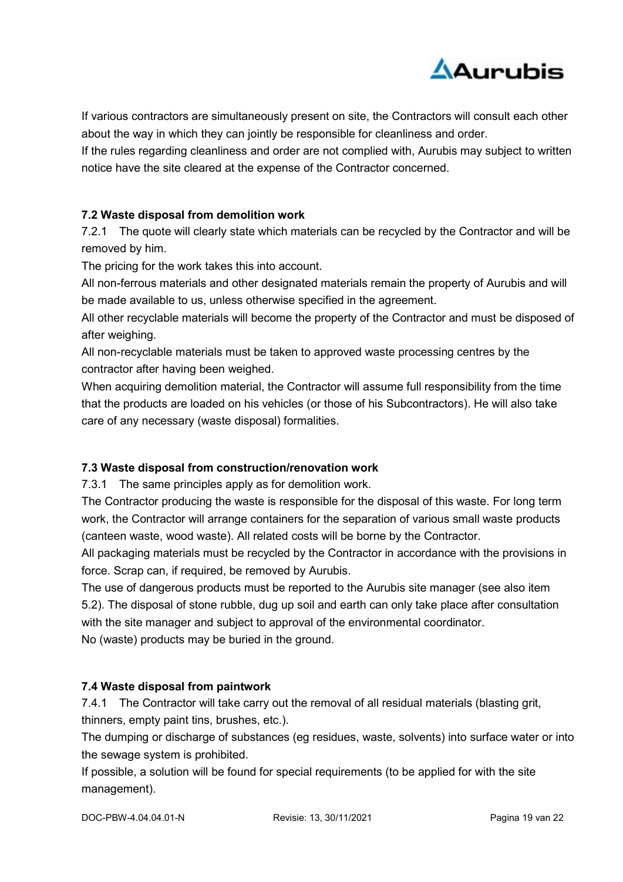If various contractors are simultaneously present on site, the Contractors will consult each other about the way in which they can jointly be responsible for cleanliness and order.
If the rules regarding cleanliness and order are not complied with, Aurubis may subject to written notice have the site cleared at the expense of the Contractor concerned.

### 7.2 Waste disposal from demolition work

7.2.1 The quote will clearly state which materials can be recycled by the Contractor and will be removed by him.
The pricing for the work takes this into account.
All non-ferrous materials and other designated materials remain the property of Aurubis and will be made available to us, unless otherwise specified in the agreement.
All other recyclable materials will become the property of the Contractor and must be disposed of after weighing.
All non-recyclable materials must be taken to approved waste processing centres by the contractor after having been weighed.
When acquiring demolition material, the Contractor will assume full responsibility from the time that the products are loaded on his vehicles (or those of his Subcontractors). He will also take care of any necessary (waste disposal) formalities.

### 7.3 Waste disposal from construction/renovation work

7.3.1 The same principles apply as for demolition work.
The Contractor producing the waste is responsible for the disposal of this waste. For long term work, the Contractor will arrange containers for the separation of various small waste products (canteen waste, wood waste). All related costs will be borne by the Contractor.
All packaging materials must be recycled by the Contractor in accordance with the provisions in force. Scrap can, if required, be removed by Aurubis.
The use of dangerous products must be reported to the Aurubis site manager (see also item 5.2). The disposal of stone rubble, dug up soil and earth can only take place after consultation with the site manager and subject to approval of the environmental coordinator.
No (waste) products may be buried in the ground.

### 7.4 Waste disposal from paintwork

7.4.1 The Contractor will take carry out the removal of all residual materials (blasting grit, thinners, empty paint tins, brushes, etc.).
The dumping or discharge of substances (eg residues, waste, solvents) into surface water or into the sewage system is prohibited.
If possible, a solution will be found for special requirements (to be applied for with the site management).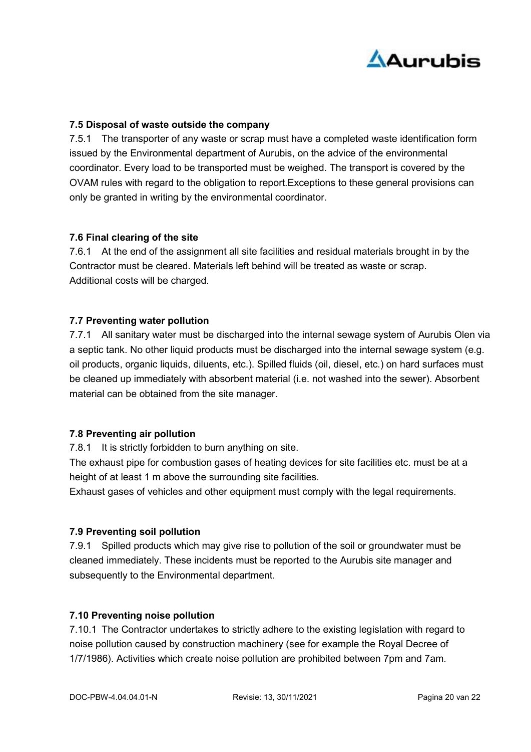**7.5 Disposal of waste outside the company**

7.5.1 The transporter of any waste or scrap must have a completed waste identification form issued by the Environmental department of Aurubis, on the advice of the environmental coordinator. Every load to be transported must be weighed. The transport is covered by the OVAM rules with regard to the obligation to report.Exceptions to these general provisions can only be granted in writing by the environmental coordinator.

**7.6 Final clearing of the site**

7.6.1 At the end of the assignment all site facilities and residual materials brought in by the Contractor must be cleared. Materials left behind will be treated as waste or scrap. Additional costs will be charged.

**7.7 Preventing water pollution**

7.7.1 All sanitary water must be discharged into the internal sewage system of Aurubis Olen via a septic tank. No other liquid products must be discharged into the internal sewage system (e.g. oil products, organic liquids, diluents, etc.). Spilled fluids (oil, diesel, etc.) on hard surfaces must be cleaned up immediately with absorbent material (i.e. not washed into the sewer). Absorbent material can be obtained from the site manager.

**7.8 Preventing air pollution**

7.8.1 It is strictly forbidden to burn anything on site.
The exhaust pipe for combustion gases of heating devices for site facilities etc. must be at a height of at least 1 m above the surrounding site facilities.
Exhaust gases of vehicles and other equipment must comply with the legal requirements.

**7.9 Preventing soil pollution**

7.9.1 Spilled products which may give rise to pollution of the soil or groundwater must be cleaned immediately. These incidents must be reported to the Aurubis site manager and subsequently to the Environmental department.

**7.10 Preventing noise pollution**

7.10.1 The Contractor undertakes to strictly adhere to the existing legislation with regard to noise pollution caused by construction machinery (see for example the Royal Decree of 1/7/1986). Activities which create noise pollution are prohibited between 7pm and 7am.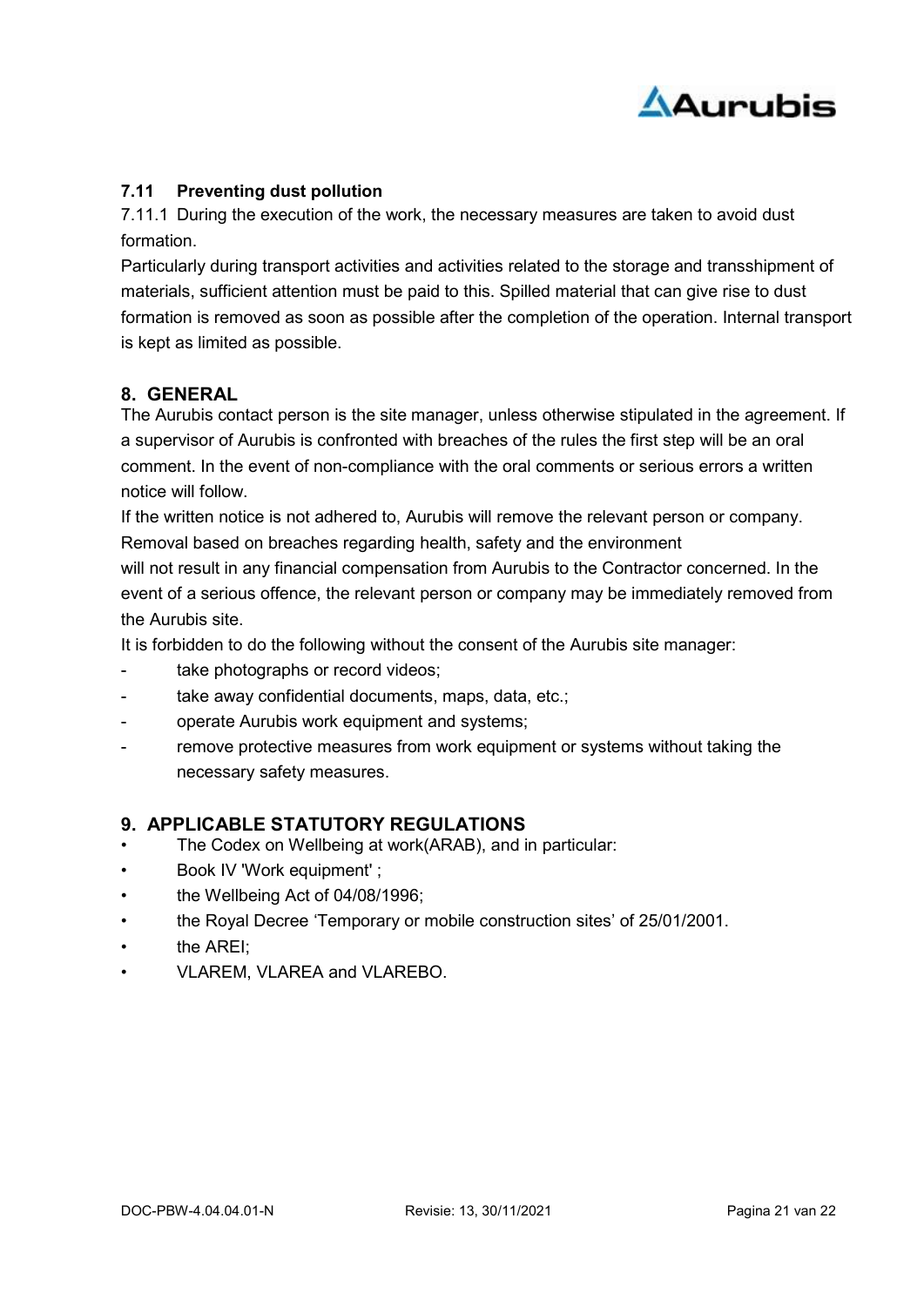### 7.11 Preventing dust pollution

7.11.1 During the execution of the work, the necessary measures are taken to avoid dust formation.

Particularly during transport activities and activities related to the storage and transshipment of materials, sufficient attention must be paid to this. Spilled material that can give rise to dust formation is removed as soon as possible after the completion of the operation. Internal transport is kept as limited as possible.

## 8. GENERAL

The Aurubis contact person is the site manager, unless otherwise stipulated in the agreement. If a supervisor of Aurubis is confronted with breaches of the rules the first step will be an oral comment. In the event of non-compliance with the oral comments or serious errors a written notice will follow.

If the written notice is not adhered to, Aurubis will remove the relevant person or company. Removal based on breaches regarding health, safety and the environment will not result in any financial compensation from Aurubis to the Contractor concerned. In the event of a serious offence, the relevant person or company may be immediately removed from the Aurubis site.

It is forbidden to do the following without the consent of the Aurubis site manager:

- take photographs or record videos;
- take away confidential documents, maps, data, etc.;
- operate Aurubis work equipment and systems;
- remove protective measures from work equipment or systems without taking the necessary safety measures.

## 9. APPLICABLE STATUTORY REGULATIONS

- The Codex on Wellbeing at work(ARAB), and in particular:
- Book IV 'Work equipment' ;
- the Wellbeing Act of 04/08/1996;
- the Royal Decree 'Temporary or mobile construction sites' of 25/01/2001.
- the AREI;
- VLAREM, VLAREA and VLAREBO.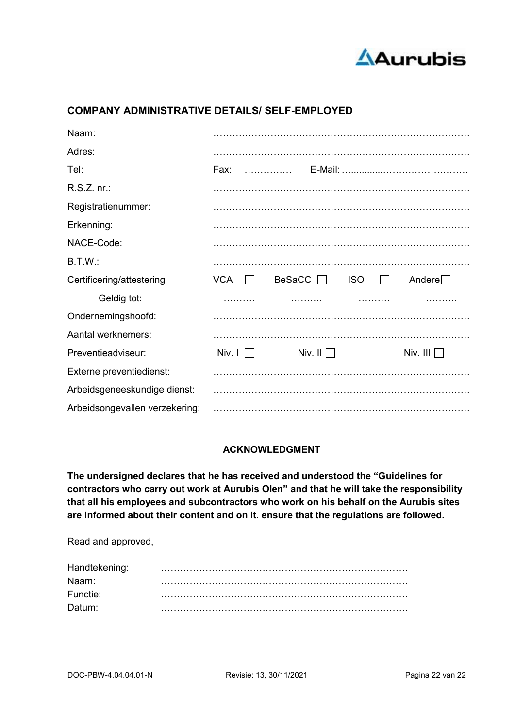## COMPANY ADMINISTRATIVE DETAILS/ SELF-EMPLOYED

| | |
|---|---|
| Naam: | ……………………………………………………………………… |
| Adres: | ……………………………………………………………………… |
| Tel: | Fax: …………… E-Mail: ……………………………………… |
| R.S.Z. nr.: | ……………………………………………………………………… |
| Registratienummer: | ……………………………………………………………………… |
| Erkenning: | ……………………………………………………………………… |
| NACE-Code: | ……………………………………………………………………… |
| B.T.W.: | ……………………………………………………………………… |
| Certificering/attestering | VCA ☐ BeSaCC ☐ ISO ☐ Andere☐ |
| Geldig tot: | ………. ………. ………. ………. |
| Ondernemingshoofd: | ……………………………………………………………………… |
| Aantal werknemers: | ……………………………………………………………………… |
| Preventieadviseur: | Niv. I ☐ Niv. II ☐ Niv. III ☐ |
| Externe preventiedienst: | ……………………………………………………………………… |
| Arbeidsgeneeskundige dienst: | ……………………………………………………………………… |
| Arbeidsongevallen verzekering: | ……………………………………………………………………… |

### ACKNOWLEDGMENT

**The undersigned declares that he has received and understood the “Guidelines for contractors who carry out work at Aurubis Olen” and that he will take the responsibility that all his employees and subcontractors who work on his behalf on the Aurubis sites are informed about their content and on it. ensure that the regulations are followed.**

Read and approved,

| | |
|---|---|
| Handtekening: | ……………………………………………………………………… |
| Naam: | ……………………………………………………………………… |
| Functie: | ……………………………………………………………………… |
| Datum: | ……………………………………………………………………… |